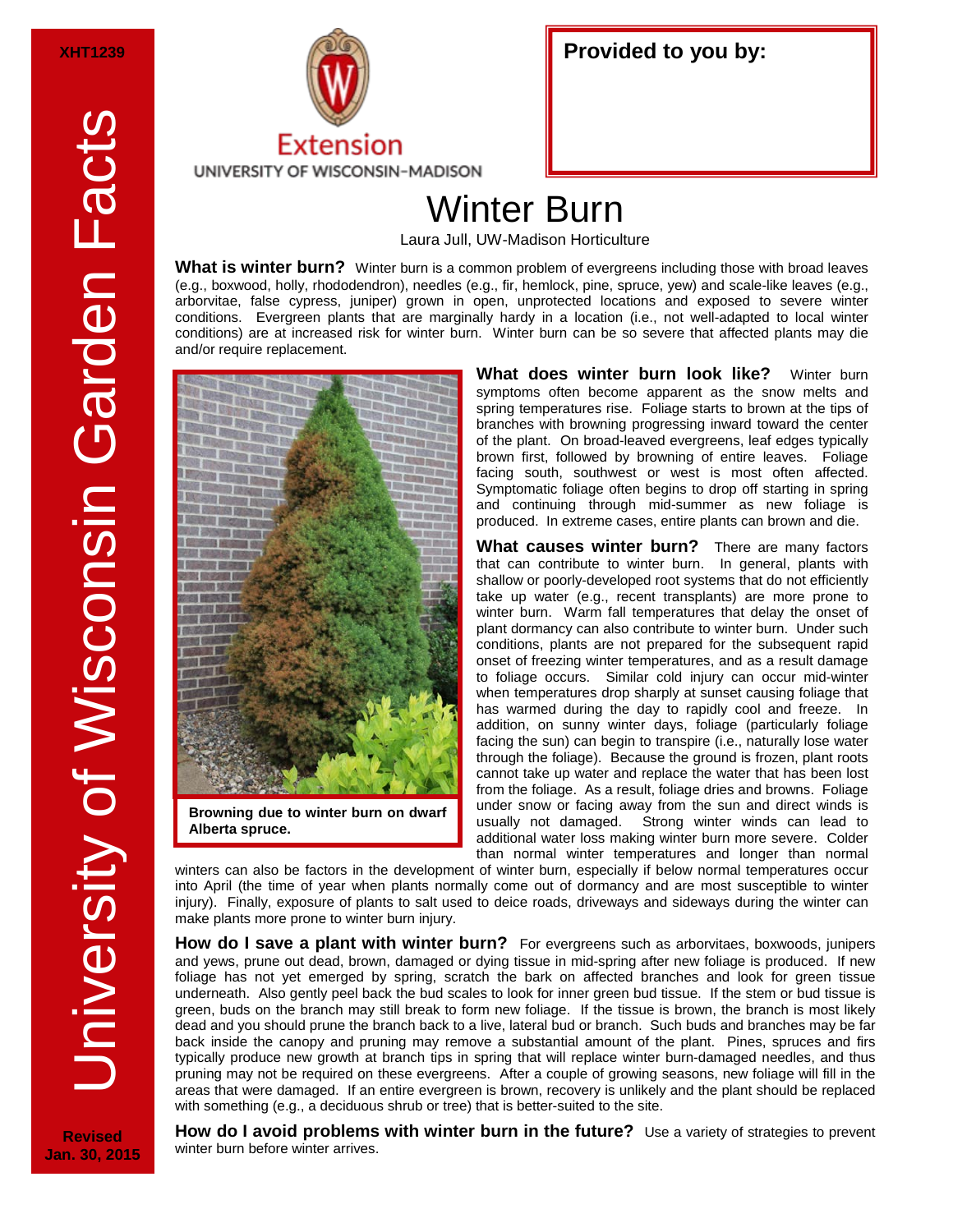XHT1239

University of Wisconsin Garden Facts

Extension
UNIVERSITY OF WISCONSIN-MADISON

**Provided to you by:**

# Winter Burn

Laura Jull, UW-Madison Horticulture

**What is winter burn?** Winter burn is a common problem of evergreens including those with broad leaves (e.g., boxwood, holly, rhododendron), needles (e.g., fir, hemlock, pine, spruce, yew) and scale-like leaves (e.g., arborvitae, false cypress, juniper) grown in open, unprotected locations and exposed to severe winter conditions. Evergreen plants that are marginally hardy in a location (i.e., not well-adapted to local winter conditions) are at increased risk for winter burn. Winter burn can be so severe that affected plants may die and/or require replacement.

**Browning due to winter burn on dwarf Alberta spruce.**

**What does winter burn look like?** Winter burn symptoms often become apparent as the snow melts and spring temperatures rise. Foliage starts to brown at the tips of branches with browning progressing inward toward the center of the plant. On broad-leaved evergreens, leaf edges typically brown first, followed by browning of entire leaves. Foliage facing south, southwest or west is most often affected. Symptomatic foliage often begins to drop off starting in spring and continuing through mid-summer as new foliage is produced. In extreme cases, entire plants can brown and die.

**What causes winter burn?** There are many factors that can contribute to winter burn. In general, plants with shallow or poorly-developed root systems that do not efficiently take up water (e.g., recent transplants) are more prone to winter burn. Warm fall temperatures that delay the onset of plant dormancy can also contribute to winter burn. Under such conditions, plants are not prepared for the subsequent rapid onset of freezing winter temperatures, and as a result damage to foliage occurs. Similar cold injury can occur mid-winter when temperatures drop sharply at sunset causing foliage that has warmed during the day to rapidly cool and freeze. In addition, on sunny winter days, foliage (particularly foliage facing the sun) can begin to transpire (i.e., naturally lose water through the foliage). Because the ground is frozen, plant roots cannot take up water and replace the water that has been lost from the foliage. As a result, foliage dries and browns. Foliage under snow or facing away from the sun and direct winds is usually not damaged. Strong winter winds can lead to additional water loss making winter burn more severe. Colder than normal winter temperatures and longer than normal winters can also be factors in the development of winter burn, especially if below normal temperatures occur into April (the time of year when plants normally come out of dormancy and are most susceptible to winter injury). Finally, exposure of plants to salt used to deice roads, driveways and sideways during the winter can make plants more prone to winter burn injury.

**How do I save a plant with winter burn?** For evergreens such as arborvitaes, boxwoods, junipers and yews, prune out dead, brown, damaged or dying tissue in mid-spring after new foliage is produced. If new foliage has not yet emerged by spring, scratch the bark on affected branches and look for green tissue underneath. Also gently peel back the bud scales to look for inner green bud tissue. If the stem or bud tissue is green, buds on the branch may still break to form new foliage. If the tissue is brown, the branch is most likely dead and you should prune the branch back to a live, lateral bud or branch. Such buds and branches may be far back inside the canopy and pruning may remove a substantial amount of the plant. Pines, spruces and firs typically produce new growth at branch tips in spring that will replace winter burn-damaged needles, and thus pruning may not be required on these evergreens. After a couple of growing seasons, new foliage will fill in the areas that were damaged. If an entire evergreen is brown, recovery is unlikely and the plant should be replaced with something (e.g., a deciduous shrub or tree) that is better-suited to the site.

**How do I avoid problems with winter burn in the future?** Use a variety of strategies to prevent winter burn before winter arrives.

Revised
Jan. 30, 2015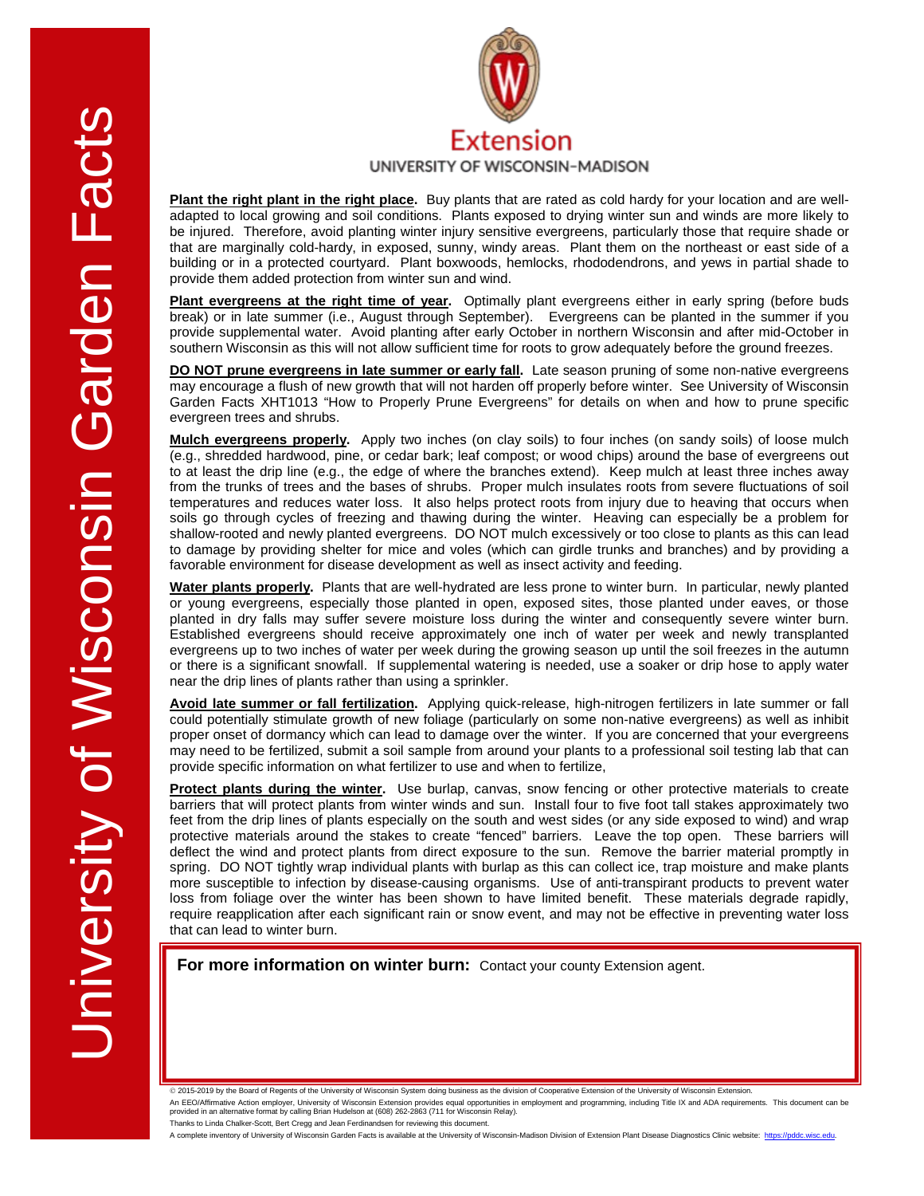**Plant the right plant in the right place.** Buy plants that are rated as cold hardy for your location and are well-adapted to local growing and soil conditions. Plants exposed to drying winter sun and winds are more likely to be injured. Therefore, avoid planting winter injury sensitive evergreens, particularly those that require shade or that are marginally cold-hardy, in exposed, sunny, windy areas. Plant them on the northeast or east side of a building or in a protected courtyard. Plant boxwoods, hemlocks, rhododendrons, and yews in partial shade to provide them added protection from winter sun and wind.

**Plant evergreens at the right time of year.** Optimally plant evergreens either in early spring (before buds break) or in late summer (i.e., August through September). Evergreens can be planted in the summer if you provide supplemental water. Avoid planting after early October in northern Wisconsin and after mid-October in southern Wisconsin as this will not allow sufficient time for roots to grow adequately before the ground freezes.

**DO NOT prune evergreens in late summer or early fall.** Late season pruning of some non-native evergreens may encourage a flush of new growth that will not harden off properly before winter. See University of Wisconsin Garden Facts XHT1013 "How to Properly Prune Evergreens" for details on when and how to prune specific evergreen trees and shrubs.

**Mulch evergreens properly.** Apply two inches (on clay soils) to four inches (on sandy soils) of loose mulch (e.g., shredded hardwood, pine, or cedar bark; leaf compost; or wood chips) around the base of evergreens out to at least the drip line (e.g., the edge of where the branches extend). Keep mulch at least three inches away from the trunks of trees and the bases of shrubs. Proper mulch insulates roots from severe fluctuations of soil temperatures and reduces water loss. It also helps protect roots from injury due to heaving that occurs when soils go through cycles of freezing and thawing during the winter. Heaving can especially be a problem for shallow-rooted and newly planted evergreens. DO NOT mulch excessively or too close to plants as this can lead to damage by providing shelter for mice and voles (which can girdle trunks and branches) and by providing a favorable environment for disease development as well as insect activity and feeding.

**Water plants properly.** Plants that are well-hydrated are less prone to winter burn. In particular, newly planted or young evergreens, especially those planted in open, exposed sites, those planted under eaves, or those planted in dry falls may suffer severe moisture loss during the winter and consequently severe winter burn. Established evergreens should receive approximately one inch of water per week and newly transplanted evergreens up to two inches of water per week during the growing season up until the soil freezes in the autumn or there is a significant snowfall. If supplemental watering is needed, use a soaker or drip hose to apply water near the drip lines of plants rather than using a sprinkler.

**Avoid late summer or fall fertilization.** Applying quick-release, high-nitrogen fertilizers in late summer or fall could potentially stimulate growth of new foliage (particularly on some non-native evergreens) as well as inhibit proper onset of dormancy which can lead to damage over the winter. If you are concerned that your evergreens may need to be fertilized, submit a soil sample from around your plants to a professional soil testing lab that can provide specific information on what fertilizer to use and when to fertilize,

**Protect plants during the winter.** Use burlap, canvas, snow fencing or other protective materials to create barriers that will protect plants from winter winds and sun. Install four to five foot tall stakes approximately two feet from the drip lines of plants especially on the south and west sides (or any side exposed to wind) and wrap protective materials around the stakes to create "fenced" barriers. Leave the top open. These barriers will deflect the wind and protect plants from direct exposure to the sun. Remove the barrier material promptly in spring. DO NOT tightly wrap individual plants with burlap as this can collect ice, trap moisture and make plants more susceptible to infection by disease-causing organisms. Use of anti-transpirant products to prevent water loss from foliage over the winter has been shown to have limited benefit. These materials degrade rapidly, require reapplication after each significant rain or snow event, and may not be effective in preventing water loss that can lead to winter burn.

**For more information on winter burn:** Contact your county Extension agent.

© 2015-2019 by the Board of Regents of the University of Wisconsin System doing business as the division of Cooperative Extension of the University of Wisconsin Extension.

An EEO/Affirmative Action employer, University of Wisconsin Extension provides equal opportunities in employment and programming, including Title IX and ADA requirements. This document can be provided in an alternative format by calling Brian Hudelson at (608) 262-2863 (711 for Wisconsin Relay).

Thanks to Linda Chalker-Scott, Bert Cregg and Jean Ferdinandsen for reviewing this document.

A complete inventory of University of Wisconsin Garden Facts is available at the University of Wisconsin-Madison Division of Extension Plant Disease Diagnostics Clinic website: https://pddc.wisc.edu.